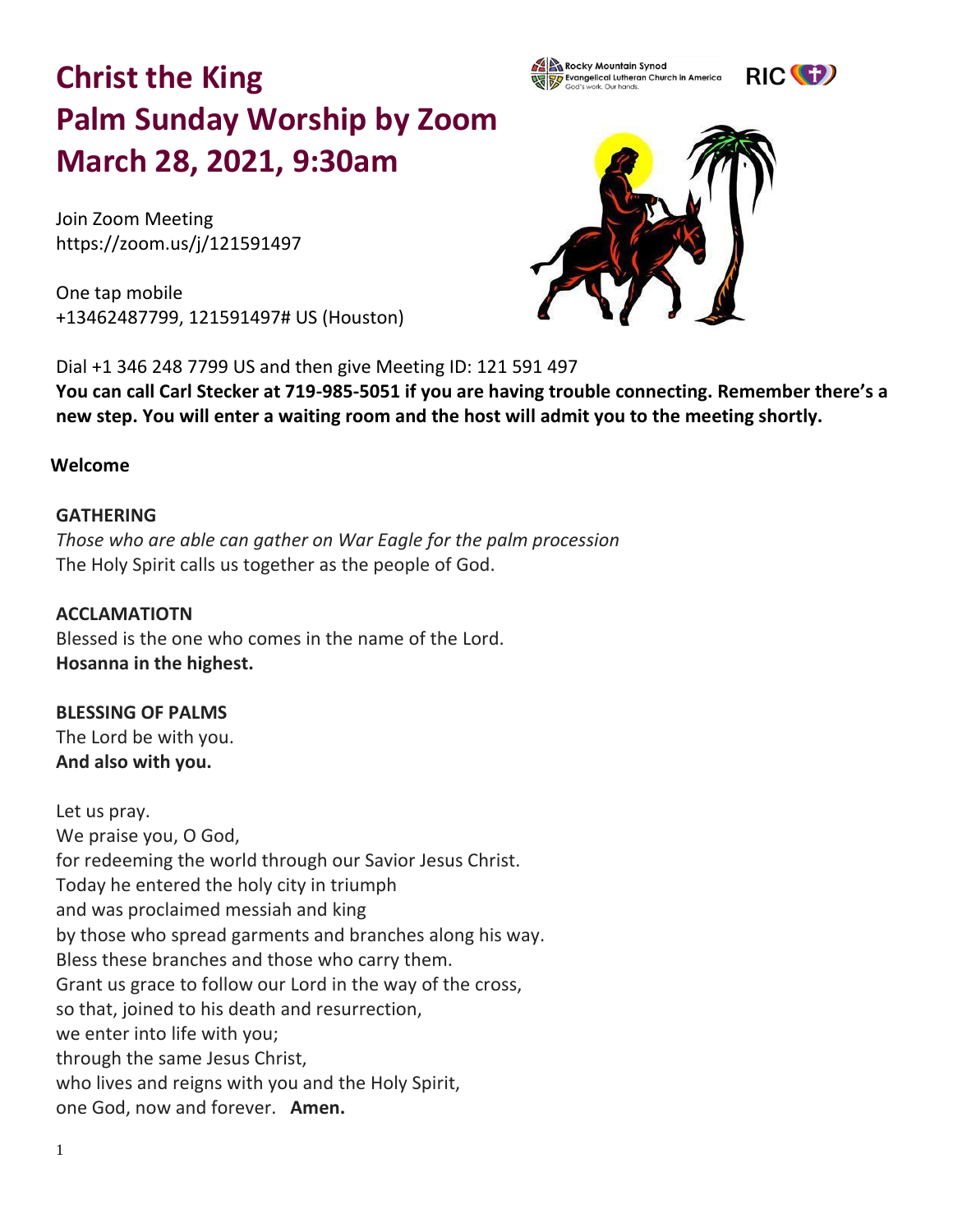# Christ the King
# Palm Sunday Worship by Zoom
# March 28, 2021, 9:30am

Join Zoom Meeting
https://zoom.us/j/121591497

One tap mobile
+13462487799, 121591497# US (Houston)

Dial +1 346 248 7799 US and then give Meeting ID: 121 591 497
**You can call Carl Stecker at 719-985-5051 if you are having trouble connecting. Remember there's a new step. You will enter a waiting room and the host will admit you to the meeting shortly.**

**Welcome**

**GATHERING**
*Those who are able can gather on War Eagle for the palm procession*
The Holy Spirit calls us together as the people of God.

**ACCLAMATIOTN**
Blessed is the one who comes in the name of the Lord.
**Hosanna in the highest.**

**BLESSING OF PALMS**
The Lord be with you.
**And also with you.**

Let us pray.
We praise you, O God,
for redeeming the world through our Savior Jesus Christ.
Today he entered the holy city in triumph
and was proclaimed messiah and king
by those who spread garments and branches along his way.
Bless these branches and those who carry them.
Grant us grace to follow our Lord in the way of the cross,
so that, joined to his death and resurrection,
we enter into life with you;
through the same Jesus Christ,
who lives and reigns with you and the Holy Spirit,
one God, now and forever. **Amen.**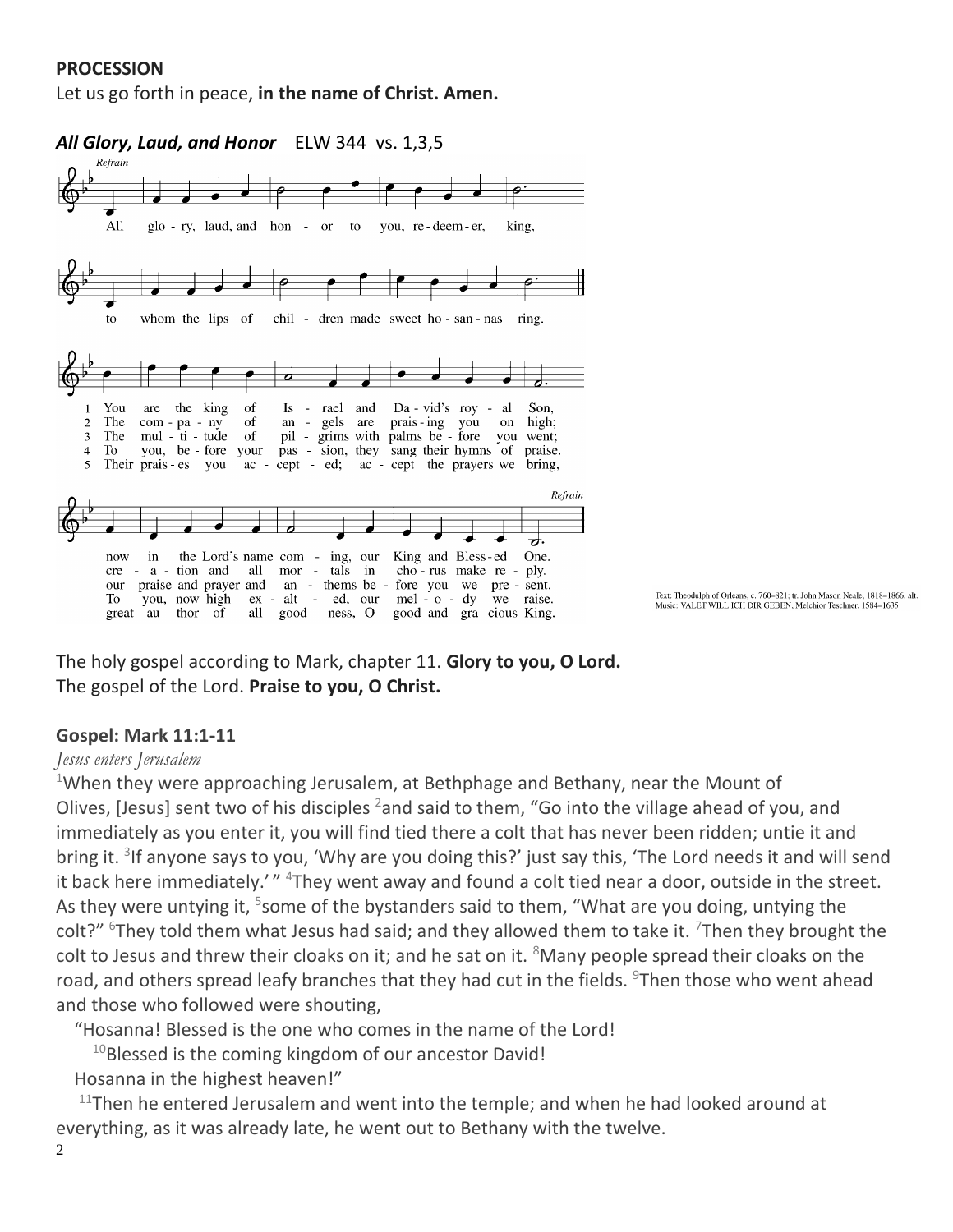**PROCESSION**

Let us go forth in peace, **in the name of Christ. Amen.**

***All Glory, Laud, and Honor*** ELW 344 vs. 1,3,5

*Refrain*

All glory, laud, and honor to you, redeemer, king,
to whom the lips of children made sweet hosannas ring.

1 You are the king of Israel and David's royal Son,
now in the Lord's name coming, our King and Blessed One.

2 The company of angels are praising you on high;
creation and all mortals in chorus make reply.

3 The multitude of pilgrims with palms before you went;
our praise and prayer and anthems before you we present.

4 To you, before your passion, they sang their hymns of praise.
To you, now high exalted, our melody we raise.

5 Their praises you accepted; accept the prayers we bring,
great author of all goodness, O good and gracious King.

*Refrain*

Text: Theodulph of Orleans, c. 760–821; tr. John Mason Neale, 1818–1866, alt.
Music: VALET WILL ICH DIR GEBEN, Melchior Teschner, 1584–1635

The holy gospel according to Mark, chapter 11. **Glory to you, O Lord.**
The gospel of the Lord. **Praise to you, O Christ.**

**Gospel: Mark 11:1-11**

*Jesus enters Jerusalem*

[1]When they were approaching Jerusalem, at Bethphage and Bethany, near the Mount of Olives, [Jesus] sent two of his disciples [2]and said to them, "Go into the village ahead of you, and immediately as you enter it, you will find tied there a colt that has never been ridden; untie it and bring it. [3]If anyone says to you, 'Why are you doing this?' just say this, 'The Lord needs it and will send it back here immediately.' " [4]They went away and found a colt tied near a door, outside in the street. As they were untying it, [5]some of the bystanders said to them, "What are you doing, untying the colt?" [6]They told them what Jesus had said; and they allowed them to take it. [7]Then they brought the colt to Jesus and threw their cloaks on it; and he sat on it. [8]Many people spread their cloaks on the road, and others spread leafy branches that they had cut in the fields. [9]Then those who went ahead and those who followed were shouting,

"Hosanna! Blessed is the one who comes in the name of the Lord!
[10]Blessed is the coming kingdom of our ancestor David!
Hosanna in the highest heaven!"

[11]Then he entered Jerusalem and went into the temple; and when he had looked around at everything, as it was already late, he went out to Bethany with the twelve.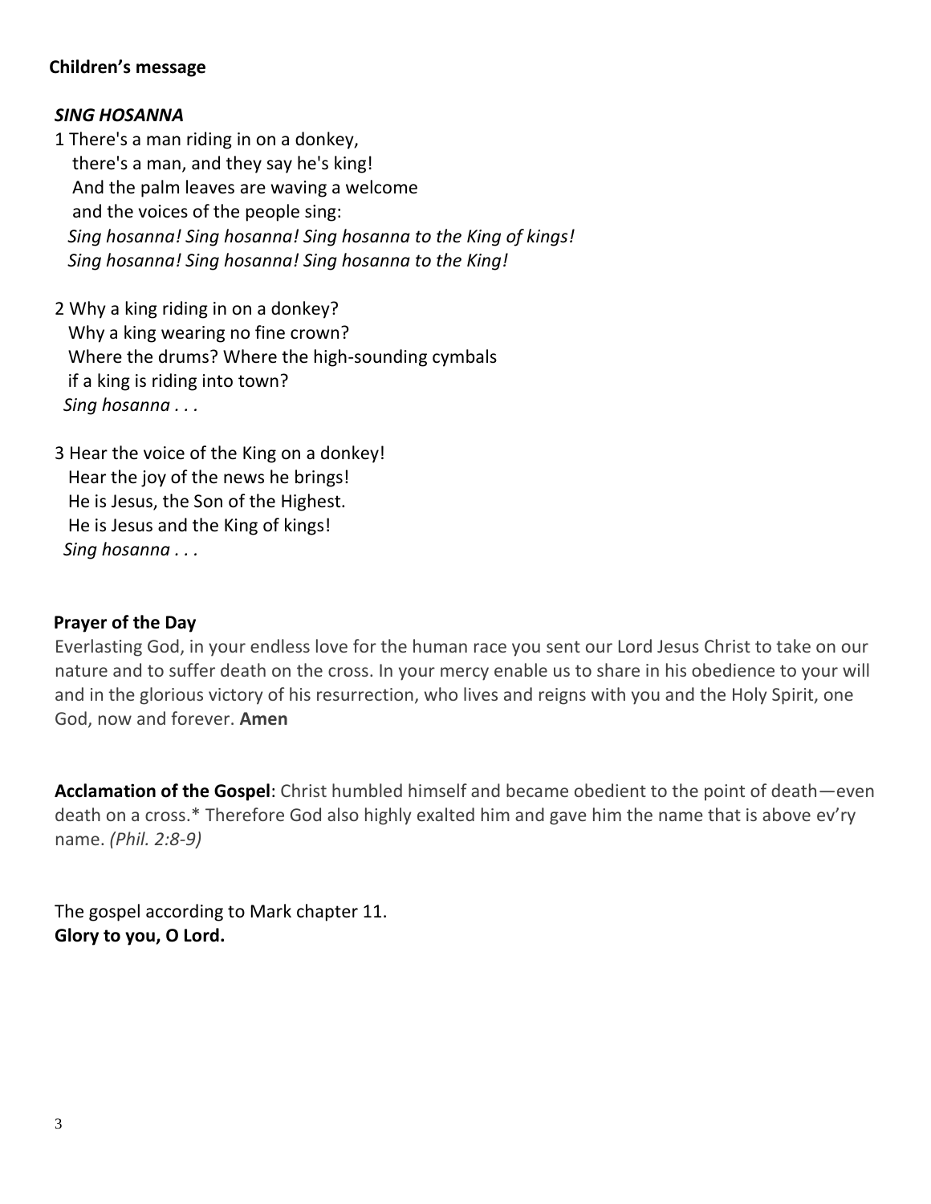**Children's message**

***SING HOSANNA***

1 There's a man riding in on a donkey,
there's a man, and they say he's king!
And the palm leaves are waving a welcome
and the voices of the people sing:
*Sing hosanna! Sing hosanna! Sing hosanna to the King of kings!*
*Sing hosanna! Sing hosanna! Sing hosanna to the King!*

2 Why a king riding in on a donkey?
Why a king wearing no fine crown?
Where the drums? Where the high-sounding cymbals
if a king is riding into town?
*Sing hosanna . . .*

3 Hear the voice of the King on a donkey!
Hear the joy of the news he brings!
He is Jesus, the Son of the Highest.
He is Jesus and the King of kings!
*Sing hosanna . . .*

**Prayer of the Day**

Everlasting God, in your endless love for the human race you sent our Lord Jesus Christ to take on our nature and to suffer death on the cross. In your mercy enable us to share in his obedience to your will and in the glorious victory of his resurrection, who lives and reigns with you and the Holy Spirit, one God, now and forever. **Amen**

**Acclamation of the Gospel**: Christ humbled himself and became obedient to the point of death—even death on a cross.* Therefore God also highly exalted him and gave him the name that is above ev'ry name. *(Phil. 2:8-9)*

The gospel according to Mark chapter 11.
**Glory to you, O Lord.**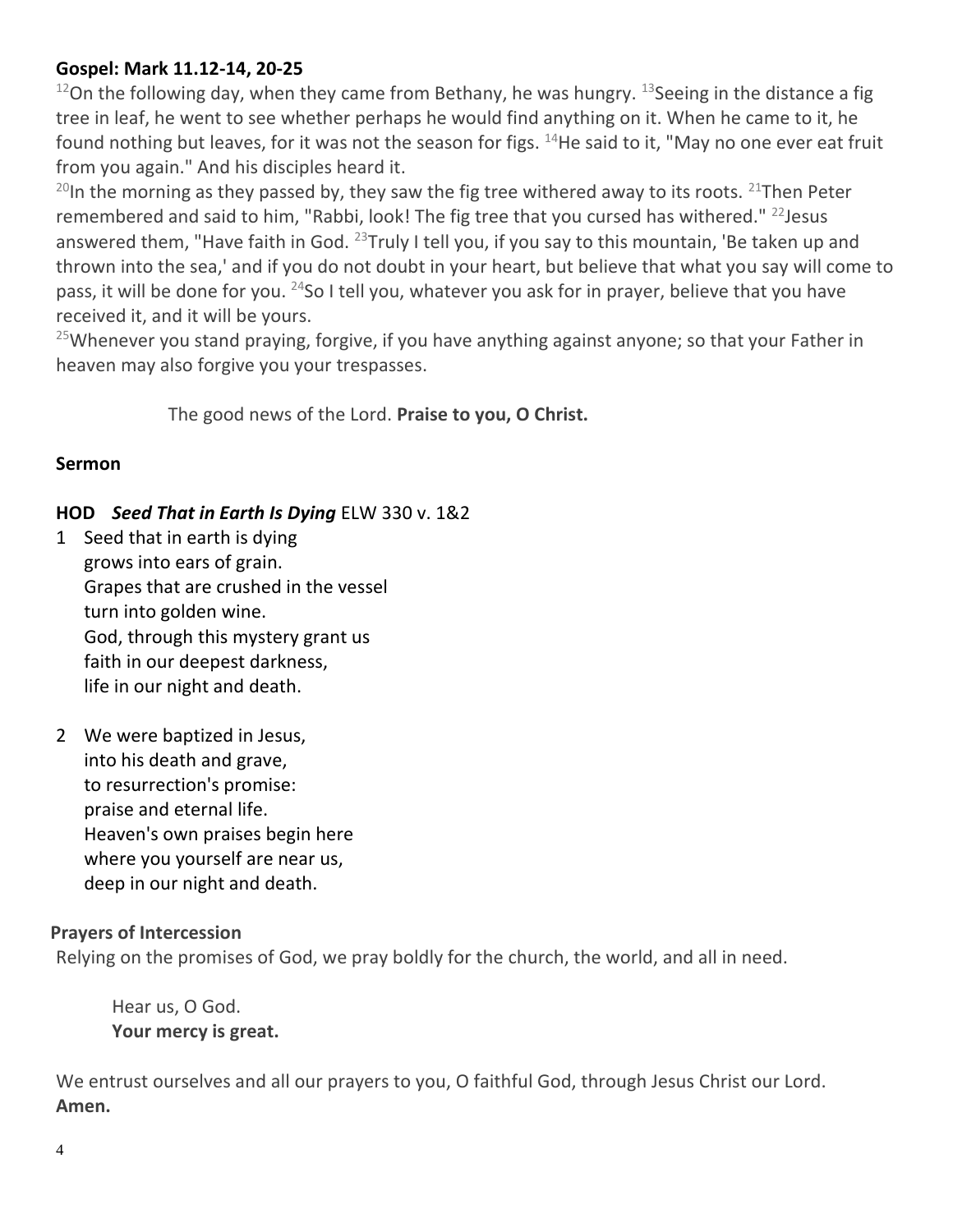**Gospel: Mark 11.12-14, 20-25**

[12]On the following day, when they came from Bethany, he was hungry. [13]Seeing in the distance a fig tree in leaf, he went to see whether perhaps he would find anything on it. When he came to it, he found nothing but leaves, for it was not the season for figs. [14]He said to it, "May no one ever eat fruit from you again." And his disciples heard it.

[20]In the morning as they passed by, they saw the fig tree withered away to its roots. [21]Then Peter remembered and said to him, "Rabbi, look! The fig tree that you cursed has withered." [22]Jesus answered them, "Have faith in God. [23]Truly I tell you, if you say to this mountain, 'Be taken up and thrown into the sea,' and if you do not doubt in your heart, but believe that what you say will come to pass, it will be done for you. [24]So I tell you, whatever you ask for in prayer, believe that you have received it, and it will be yours.

[25]Whenever you stand praying, forgive, if you have anything against anyone; so that your Father in heaven may also forgive you your trespasses.

The good news of the Lord. **Praise to you, O Christ.**

**Sermon**

**HOD** ***Seed That in Earth Is Dying*** ELW 330 v. 1&2

1 Seed that in earth is dying
grows into ears of grain.
Grapes that are crushed in the vessel
turn into golden wine.
God, through this mystery grant us
faith in our deepest darkness,
life in our night and death.

2 We were baptized in Jesus,
into his death and grave,
to resurrection's promise:
praise and eternal life.
Heaven's own praises begin here
where you yourself are near us,
deep in our night and death.

**Prayers of Intercession**

Relying on the promises of God, we pray boldly for the church, the world, and all in need.

Hear us, O God.
**Your mercy is great.**

We entrust ourselves and all our prayers to you, O faithful God, through Jesus Christ our Lord.
**Amen.**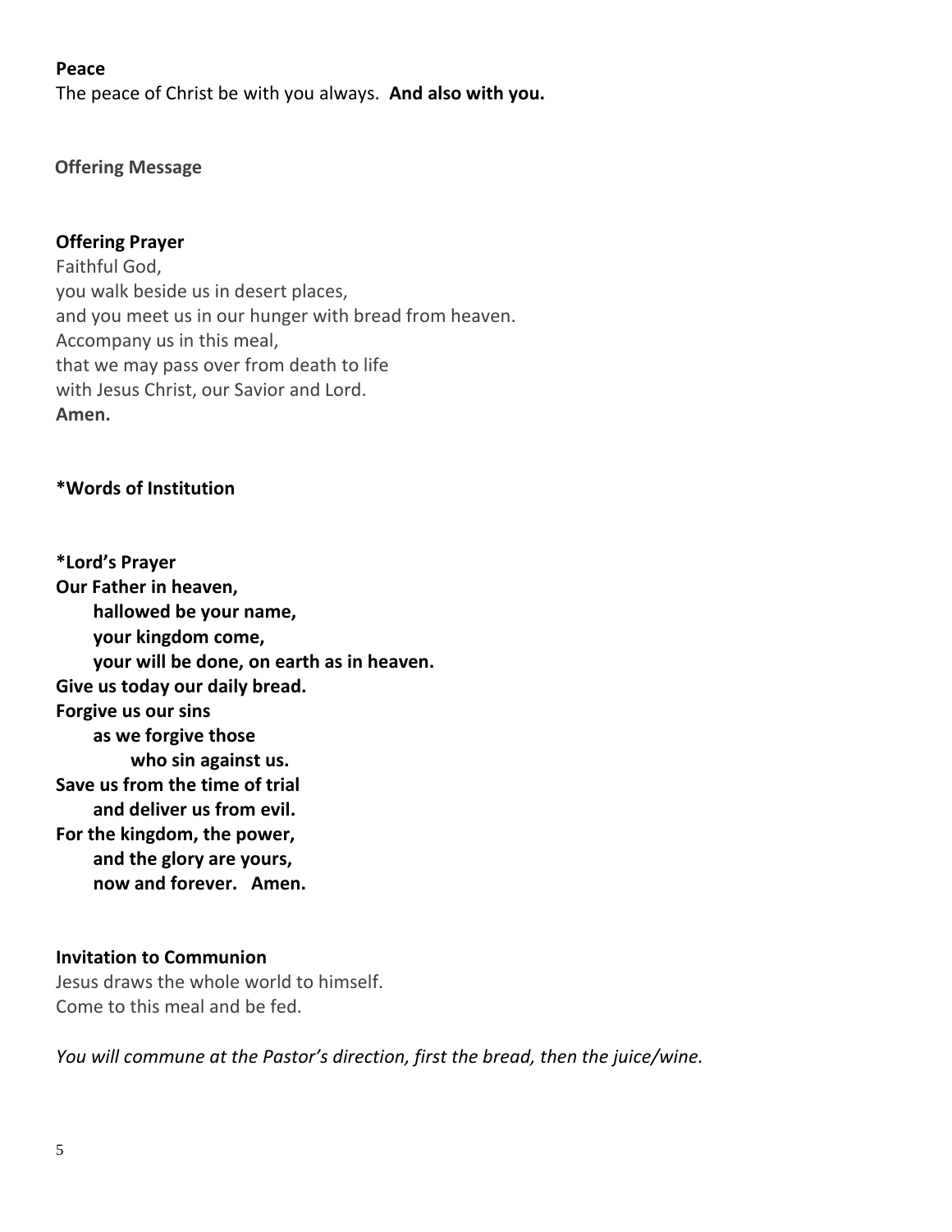**Peace**

The peace of Christ be with you always. **And also with you.**

**Offering Message**

**Offering Prayer**

Faithful God,
you walk beside us in desert places,
and you meet us in our hunger with bread from heaven.
Accompany us in this meal,
that we may pass over from death to life
with Jesus Christ, our Savior and Lord.
**Amen.**

**\*Words of Institution**

**\*Lord's Prayer**

**Our Father in heaven,**
**hallowed be your name,**
**your kingdom come,**
**your will be done, on earth as in heaven.**
**Give us today our daily bread.**
**Forgive us our sins**
**as we forgive those**
**who sin against us.**
**Save us from the time of trial**
**and deliver us from evil.**
**For the kingdom, the power,**
**and the glory are yours,**
**now and forever. Amen.**

**Invitation to Communion**

Jesus draws the whole world to himself.
Come to this meal and be fed.

*You will commune at the Pastor's direction, first the bread, then the juice/wine.*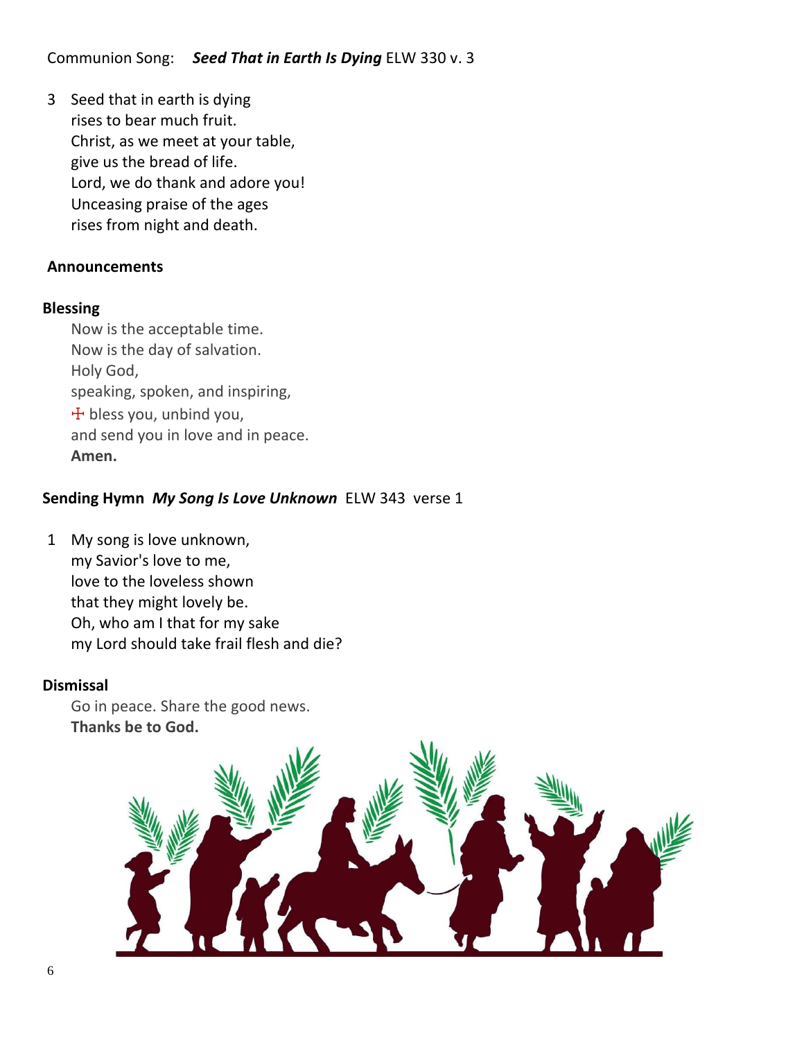Communion Song: ***Seed That in Earth Is Dying*** ELW 330 v. 3

3 Seed that in earth is dying
rises to bear much fruit.
Christ, as we meet at your table,
give us the bread of life.
Lord, we do thank and adore you!
Unceasing praise of the ages
rises from night and death.

**Announcements**

**Blessing**

Now is the acceptable time.
Now is the day of salvation.
Holy God,
speaking, spoken, and inspiring,
☩ bless you, unbind you,
and send you in love and in peace.
**Amen.**

**Sending Hymn** ***My Song Is Love Unknown*** ELW 343 verse 1

1 My song is love unknown,
my Savior's love to me,
love to the loveless shown
that they might lovely be.
Oh, who am I that for my sake
my Lord should take frail flesh and die?

**Dismissal**

Go in peace. Share the good news.
**Thanks be to God.**